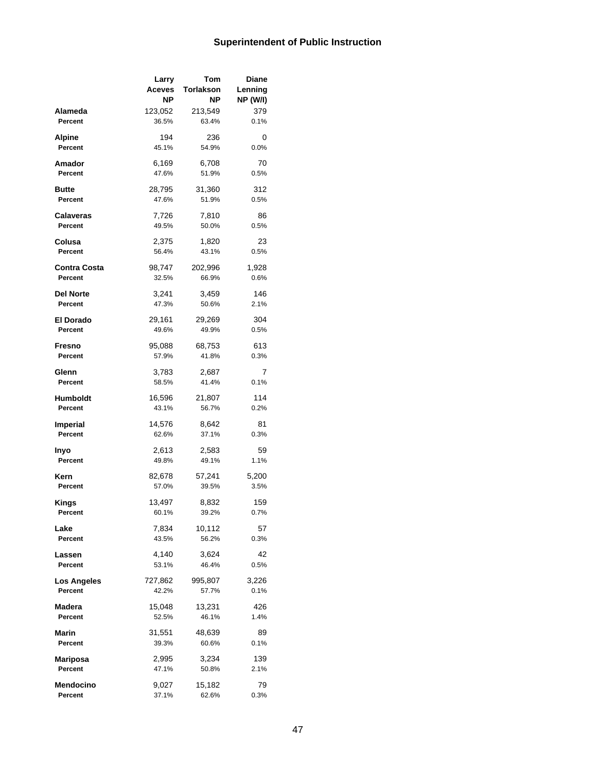# Superintendent of Public Instruction

| | Larry Aceves NP | Tom Torlakson NP | Diane Lenning NP (W/I) |
|---|---|---|---|
| **Alameda** | 123,052 | 213,549 | 379 |
| **Percent** | 36.5% | 63.4% | 0.1% |
| **Alpine** | 194 | 236 | 0 |
| **Percent** | 45.1% | 54.9% | 0.0% |
| **Amador** | 6,169 | 6,708 | 70 |
| **Percent** | 47.6% | 51.9% | 0.5% |
| **Butte** | 28,795 | 31,360 | 312 |
| **Percent** | 47.6% | 51.9% | 0.5% |
| **Calaveras** | 7,726 | 7,810 | 86 |
| **Percent** | 49.5% | 50.0% | 0.5% |
| **Colusa** | 2,375 | 1,820 | 23 |
| **Percent** | 56.4% | 43.1% | 0.5% |
| **Contra Costa** | 98,747 | 202,996 | 1,928 |
| **Percent** | 32.5% | 66.9% | 0.6% |
| **Del Norte** | 3,241 | 3,459 | 146 |
| **Percent** | 47.3% | 50.6% | 2.1% |
| **El Dorado** | 29,161 | 29,269 | 304 |
| **Percent** | 49.6% | 49.9% | 0.5% |
| **Fresno** | 95,088 | 68,753 | 613 |
| **Percent** | 57.9% | 41.8% | 0.3% |
| **Glenn** | 3,783 | 2,687 | 7 |
| **Percent** | 58.5% | 41.4% | 0.1% |
| **Humboldt** | 16,596 | 21,807 | 114 |
| **Percent** | 43.1% | 56.7% | 0.2% |
| **Imperial** | 14,576 | 8,642 | 81 |
| **Percent** | 62.6% | 37.1% | 0.3% |
| **Inyo** | 2,613 | 2,583 | 59 |
| **Percent** | 49.8% | 49.1% | 1.1% |
| **Kern** | 82,678 | 57,241 | 5,200 |
| **Percent** | 57.0% | 39.5% | 3.5% |
| **Kings** | 13,497 | 8,832 | 159 |
| **Percent** | 60.1% | 39.2% | 0.7% |
| **Lake** | 7,834 | 10,112 | 57 |
| **Percent** | 43.5% | 56.2% | 0.3% |
| **Lassen** | 4,140 | 3,624 | 42 |
| **Percent** | 53.1% | 46.4% | 0.5% |
| **Los Angeles** | 727,862 | 995,807 | 3,226 |
| **Percent** | 42.2% | 57.7% | 0.1% |
| **Madera** | 15,048 | 13,231 | 426 |
| **Percent** | 52.5% | 46.1% | 1.4% |
| **Marin** | 31,551 | 48,639 | 89 |
| **Percent** | 39.3% | 60.6% | 0.1% |
| **Mariposa** | 2,995 | 3,234 | 139 |
| **Percent** | 47.1% | 50.8% | 2.1% |
| **Mendocino** | 9,027 | 15,182 | 79 |
| **Percent** | 37.1% | 62.6% | 0.3% |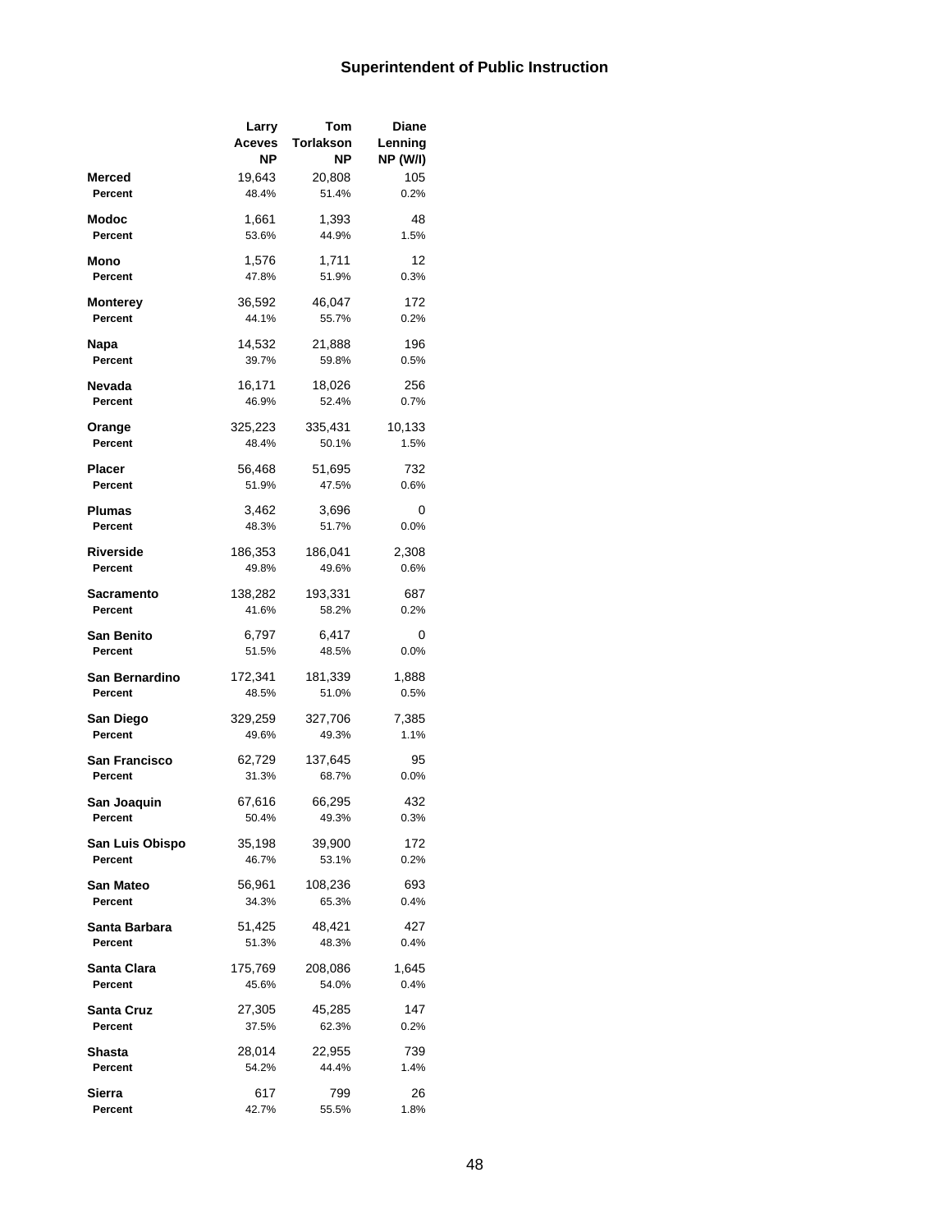## Superintendent of Public Instruction

| | Larry Aceves NP | Tom Torlakson NP | Diane Lenning NP (W/I) |
|---|---|---|---|
| **Merced** | 19,643 | 20,808 | 105 |
| Percent | 48.4% | 51.4% | 0.2% |
| **Modoc** | 1,661 | 1,393 | 48 |
| Percent | 53.6% | 44.9% | 1.5% |
| **Mono** | 1,576 | 1,711 | 12 |
| Percent | 47.8% | 51.9% | 0.3% |
| **Monterey** | 36,592 | 46,047 | 172 |
| Percent | 44.1% | 55.7% | 0.2% |
| **Napa** | 14,532 | 21,888 | 196 |
| Percent | 39.7% | 59.8% | 0.5% |
| **Nevada** | 16,171 | 18,026 | 256 |
| Percent | 46.9% | 52.4% | 0.7% |
| **Orange** | 325,223 | 335,431 | 10,133 |
| Percent | 48.4% | 50.1% | 1.5% |
| **Placer** | 56,468 | 51,695 | 732 |
| Percent | 51.9% | 47.5% | 0.6% |
| **Plumas** | 3,462 | 3,696 | 0 |
| Percent | 48.3% | 51.7% | 0.0% |
| **Riverside** | 186,353 | 186,041 | 2,308 |
| Percent | 49.8% | 49.6% | 0.6% |
| **Sacramento** | 138,282 | 193,331 | 687 |
| Percent | 41.6% | 58.2% | 0.2% |
| **San Benito** | 6,797 | 6,417 | 0 |
| Percent | 51.5% | 48.5% | 0.0% |
| **San Bernardino** | 172,341 | 181,339 | 1,888 |
| Percent | 48.5% | 51.0% | 0.5% |
| **San Diego** | 329,259 | 327,706 | 7,385 |
| Percent | 49.6% | 49.3% | 1.1% |
| **San Francisco** | 62,729 | 137,645 | 95 |
| Percent | 31.3% | 68.7% | 0.0% |
| **San Joaquin** | 67,616 | 66,295 | 432 |
| Percent | 50.4% | 49.3% | 0.3% |
| **San Luis Obispo** | 35,198 | 39,900 | 172 |
| Percent | 46.7% | 53.1% | 0.2% |
| **San Mateo** | 56,961 | 108,236 | 693 |
| Percent | 34.3% | 65.3% | 0.4% |
| **Santa Barbara** | 51,425 | 48,421 | 427 |
| Percent | 51.3% | 48.3% | 0.4% |
| **Santa Clara** | 175,769 | 208,086 | 1,645 |
| Percent | 45.6% | 54.0% | 0.4% |
| **Santa Cruz** | 27,305 | 45,285 | 147 |
| Percent | 37.5% | 62.3% | 0.2% |
| **Shasta** | 28,014 | 22,955 | 739 |
| Percent | 54.2% | 44.4% | 1.4% |
| **Sierra** | 617 | 799 | 26 |
| Percent | 42.7% | 55.5% | 1.8% |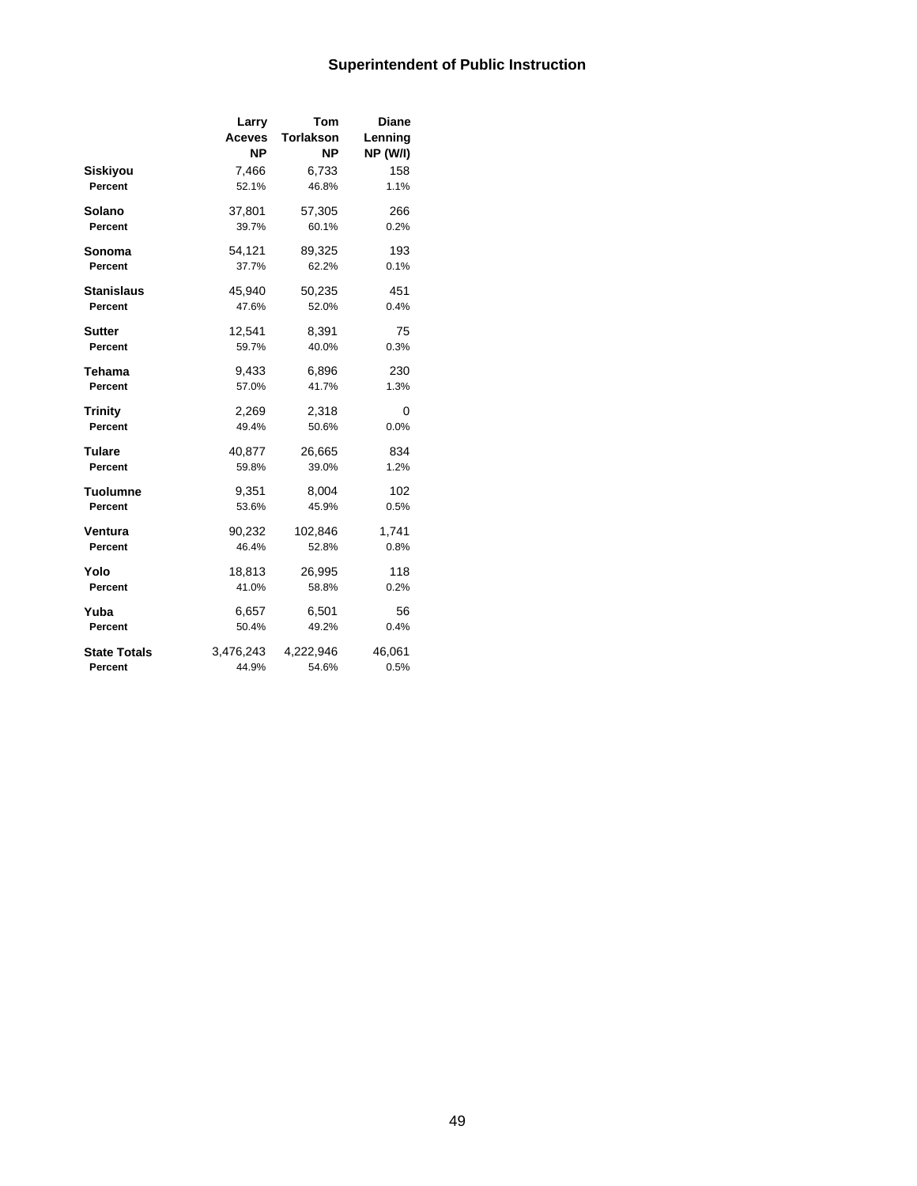## Superintendent of Public Instruction

| | Larry Aceves NP | Tom Torlakson NP | Diane Lenning NP (W/I) |
|---|---|---|---|
| **Siskiyou** | 7,466 | 6,733 | 158 |
| **Percent** | 52.1% | 46.8% | 1.1% |
| **Solano** | 37,801 | 57,305 | 266 |
| **Percent** | 39.7% | 60.1% | 0.2% |
| **Sonoma** | 54,121 | 89,325 | 193 |
| **Percent** | 37.7% | 62.2% | 0.1% |
| **Stanislaus** | 45,940 | 50,235 | 451 |
| **Percent** | 47.6% | 52.0% | 0.4% |
| **Sutter** | 12,541 | 8,391 | 75 |
| **Percent** | 59.7% | 40.0% | 0.3% |
| **Tehama** | 9,433 | 6,896 | 230 |
| **Percent** | 57.0% | 41.7% | 1.3% |
| **Trinity** | 2,269 | 2,318 | 0 |
| **Percent** | 49.4% | 50.6% | 0.0% |
| **Tulare** | 40,877 | 26,665 | 834 |
| **Percent** | 59.8% | 39.0% | 1.2% |
| **Tuolumne** | 9,351 | 8,004 | 102 |
| **Percent** | 53.6% | 45.9% | 0.5% |
| **Ventura** | 90,232 | 102,846 | 1,741 |
| **Percent** | 46.4% | 52.8% | 0.8% |
| **Yolo** | 18,813 | 26,995 | 118 |
| **Percent** | 41.0% | 58.8% | 0.2% |
| **Yuba** | 6,657 | 6,501 | 56 |
| **Percent** | 50.4% | 49.2% | 0.4% |
| **State Totals** | 3,476,243 | 4,222,946 | 46,061 |
| **Percent** | 44.9% | 54.6% | 0.5% |